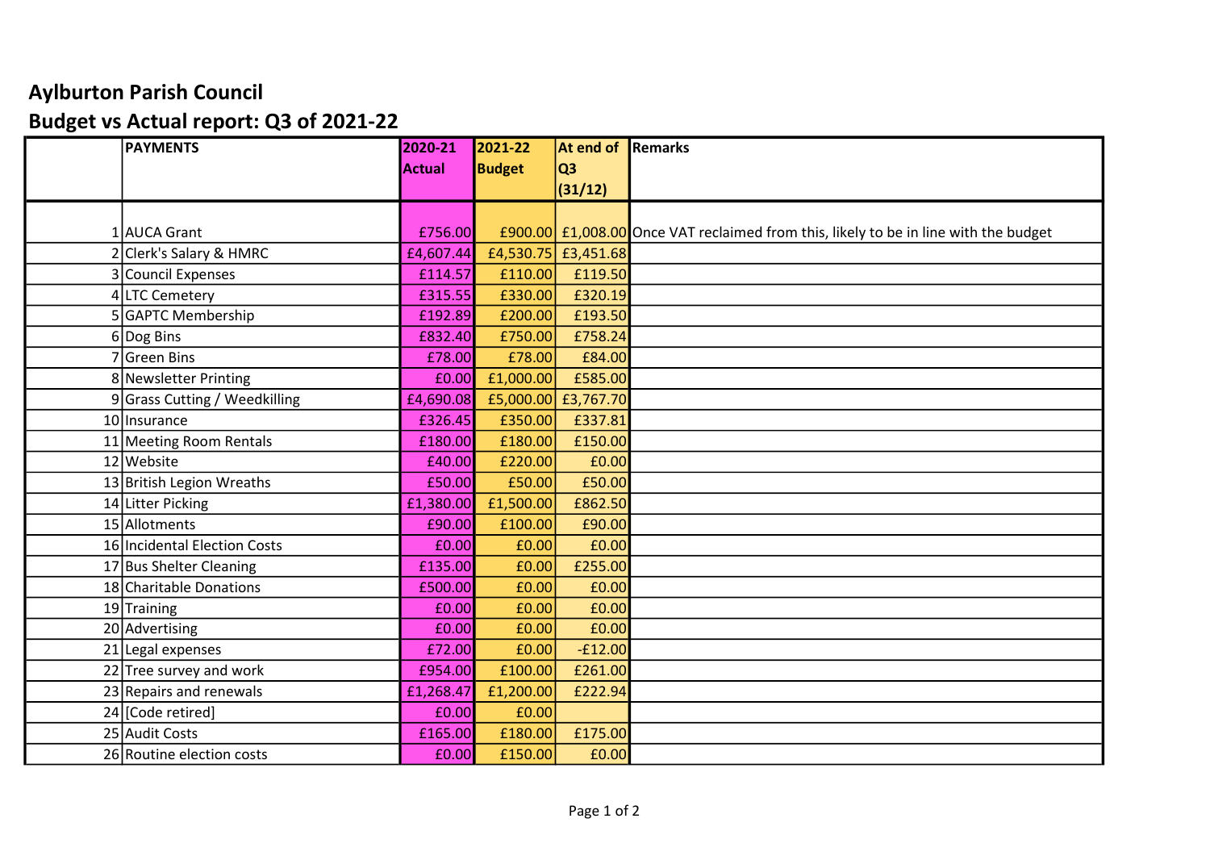# Aylburton Parish Council

## Budget vs Actual report: Q3 of 2021-22

| | PAYMENTS | 2020-21 Actual | 2021-22 Budget | At end of Q3 (31/12) | Remarks |
|---|---|---|---|---|---|
| 1 | AUCA Grant | £756.00 | £900.00 | £1,008.00 | Once VAT reclaimed from this, likely to be in line with the budget |
| 2 | Clerk's Salary & HMRC | £4,607.44 | £4,530.75 | £3,451.68 | |
| 3 | Council Expenses | £114.57 | £110.00 | £119.50 | |
| 4 | LTC Cemetery | £315.55 | £330.00 | £320.19 | |
| 5 | GAPTC Membership | £192.89 | £200.00 | £193.50 | |
| 6 | Dog Bins | £832.40 | £750.00 | £758.24 | |
| 7 | Green Bins | £78.00 | £78.00 | £84.00 | |
| 8 | Newsletter Printing | £0.00 | £1,000.00 | £585.00 | |
| 9 | Grass Cutting / Weedkilling | £4,690.08 | £5,000.00 | £3,767.70 | |
| 10 | Insurance | £326.45 | £350.00 | £337.81 | |
| 11 | Meeting Room Rentals | £180.00 | £180.00 | £150.00 | |
| 12 | Website | £40.00 | £220.00 | £0.00 | |
| 13 | British Legion Wreaths | £50.00 | £50.00 | £50.00 | |
| 14 | Litter Picking | £1,380.00 | £1,500.00 | £862.50 | |
| 15 | Allotments | £90.00 | £100.00 | £90.00 | |
| 16 | Incidental Election Costs | £0.00 | £0.00 | £0.00 | |
| 17 | Bus Shelter Cleaning | £135.00 | £0.00 | £255.00 | |
| 18 | Charitable Donations | £500.00 | £0.00 | £0.00 | |
| 19 | Training | £0.00 | £0.00 | £0.00 | |
| 20 | Advertising | £0.00 | £0.00 | £0.00 | |
| 21 | Legal expenses | £72.00 | £0.00 | -£12.00 | |
| 22 | Tree survey and work | £954.00 | £100.00 | £261.00 | |
| 23 | Repairs and renewals | £1,268.47 | £1,200.00 | £222.94 | |
| 24 | [Code retired] | £0.00 | £0.00 | | |
| 25 | Audit Costs | £165.00 | £180.00 | £175.00 | |
| 26 | Routine election costs | £0.00 | £150.00 | £0.00 | |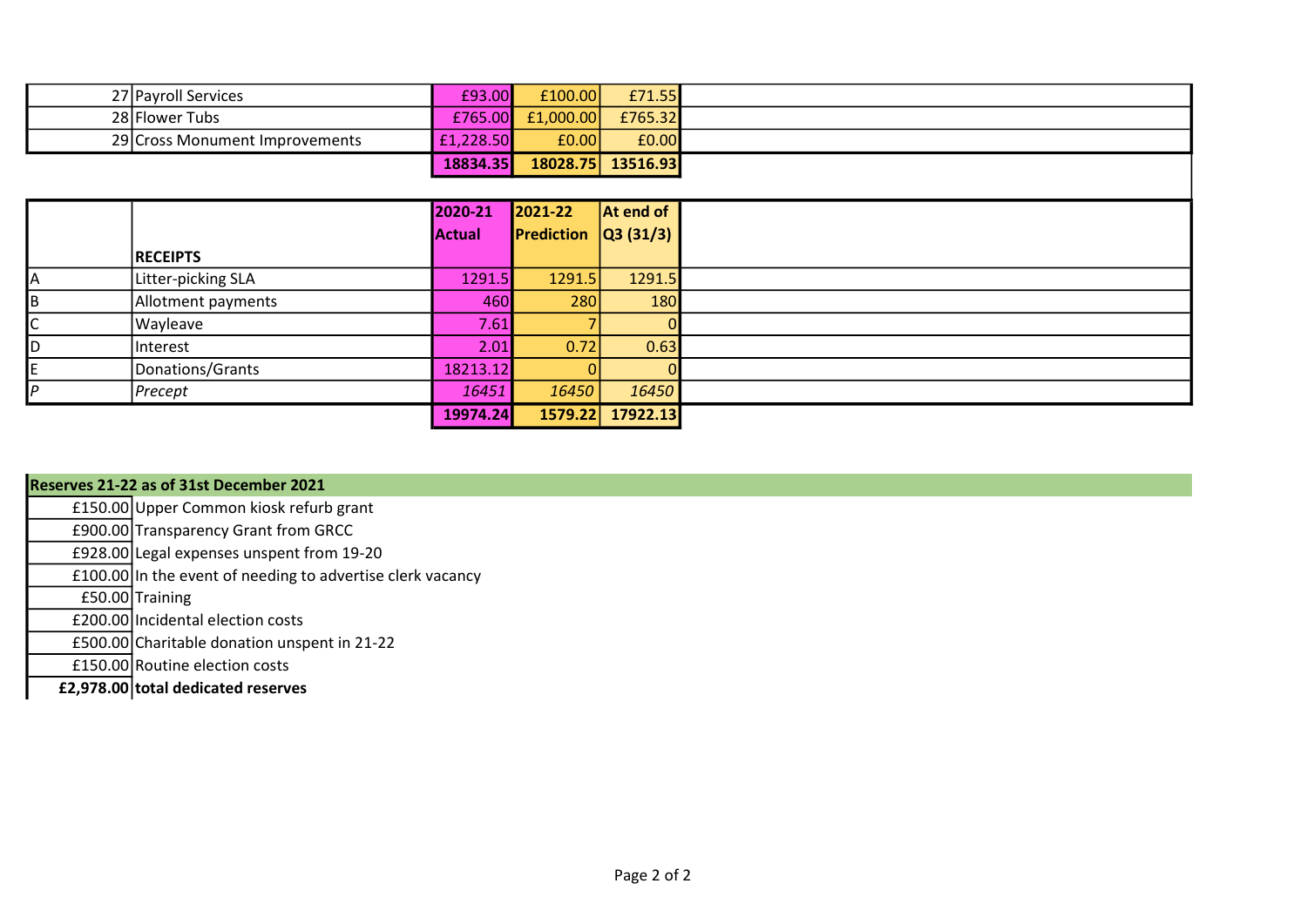| | | | | |
|---|---|---|---|---|
| 27 | Payroll Services | £93.00 | £100.00 | £71.55 |
| 28 | Flower Tubs | £765.00 | £1,000.00 | £765.32 |
| 29 | Cross Monument Improvements | £1,228.50 | £0.00 | £0.00 |
| | | **18834.35** | **18028.75** | **13516.93** |

| | **RECEIPTS** | **2020-21 Actual** | **2021-22 Prediction** | **At end of Q3 (31/3)** |
|---|---|---|---|---|
| A | Litter-picking SLA | 1291.5 | 1291.5 | 1291.5 |
| B | Allotment payments | 460 | 280 | 180 |
| C | Wayleave | 7.61 | 7 | 0 |
| D | Interest | 2.01 | 0.72 | 0.63 |
| E | Donations/Grants | 18213.12 | 0 | 0 |
| *P* | *Precept* | *16451* | *16450* | *16450* |
| | | **19974.24** | **1579.22** | **17922.13** |

| **Reserves 21-22 as of 31st December 2021** | |
|---|---|
| £150.00 | Upper Common kiosk refurb grant |
| £900.00 | Transparency Grant from GRCC |
| £928.00 | Legal expenses unspent from 19-20 |
| £100.00 | In the event of needing to advertise clerk vacancy |
| £50.00 | Training |
| £200.00 | Incidental election costs |
| £500.00 | Charitable donation unspent in 21-22 |
| £150.00 | Routine election costs |
| **£2,978.00** | **total dedicated reserves** |